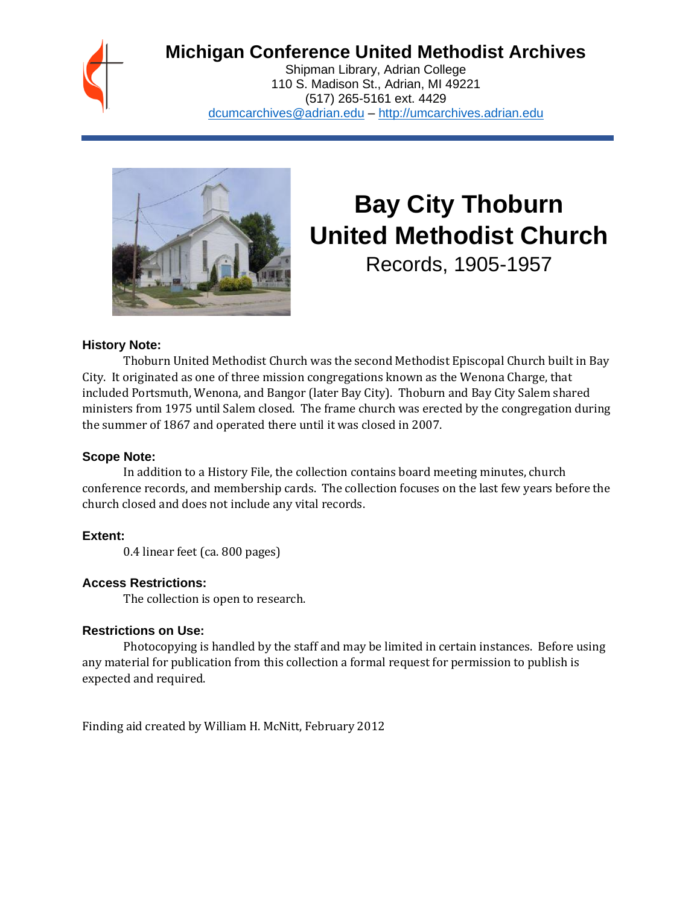# Michigan Conference United Methodist Archives

Shipman Library, Adrian College
110 S. Madison St., Adrian, MI 49221
(517) 265-5161 ext. 4429
dcumcarchives@adrian.edu – http://umcarchives.adrian.edu

# Bay City Thoburn United Methodist Church

Records, 1905-1957

### History Note:

Thoburn United Methodist Church was the second Methodist Episcopal Church built in Bay City. It originated as one of three mission congregations known as the Wenona Charge, that included Portsmuth, Wenona, and Bangor (later Bay City). Thoburn and Bay City Salem shared ministers from 1975 until Salem closed. The frame church was erected by the congregation during the summer of 1867 and operated there until it was closed in 2007.

### Scope Note:

In addition to a History File, the collection contains board meeting minutes, church conference records, and membership cards. The collection focuses on the last few years before the church closed and does not include any vital records.

### Extent:

0.4 linear feet (ca. 800 pages)

### Access Restrictions:

The collection is open to research.

### Restrictions on Use:

Photocopying is handled by the staff and may be limited in certain instances. Before using any material for publication from this collection a formal request for permission to publish is expected and required.

Finding aid created by William H. McNitt, February 2012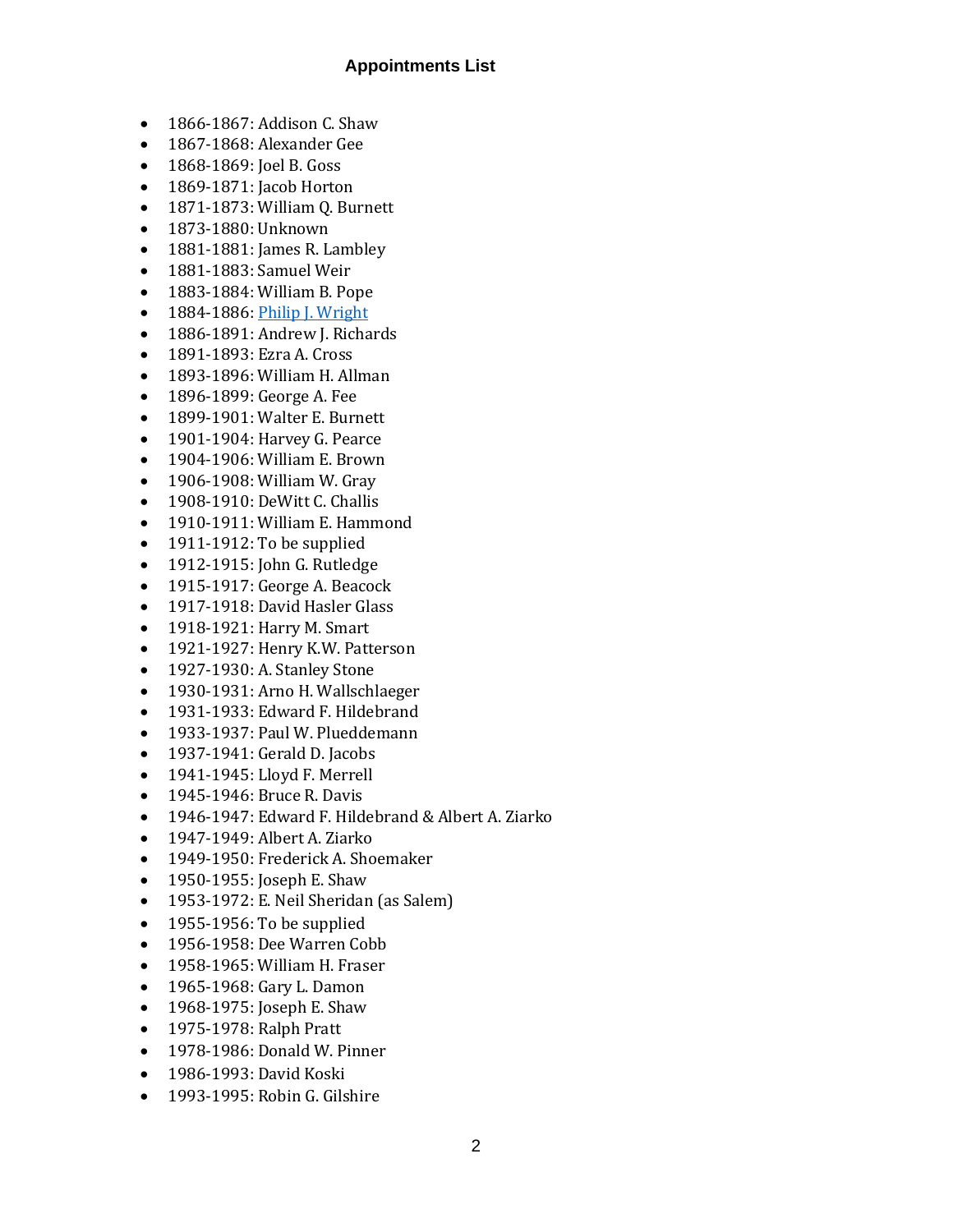### Appointments List

- 1866-1867: Addison C. Shaw
- 1867-1868: Alexander Gee
- 1868-1869: Joel B. Goss
- 1869-1871: Jacob Horton
- 1871-1873: William Q. Burnett
- 1873-1880: Unknown
- 1881-1881: James R. Lambley
- 1881-1883: Samuel Weir
- 1883-1884: William B. Pope
- 1884-1886: Philip J. Wright
- 1886-1891: Andrew J. Richards
- 1891-1893: Ezra A. Cross
- 1893-1896: William H. Allman
- 1896-1899: George A. Fee
- 1899-1901: Walter E. Burnett
- 1901-1904: Harvey G. Pearce
- 1904-1906: William E. Brown
- 1906-1908: William W. Gray
- 1908-1910: DeWitt C. Challis
- 1910-1911: William E. Hammond
- 1911-1912: To be supplied
- 1912-1915: John G. Rutledge
- 1915-1917: George A. Beacock
- 1917-1918: David Hasler Glass
- 1918-1921: Harry M. Smart
- 1921-1927: Henry K.W. Patterson
- 1927-1930: A. Stanley Stone
- 1930-1931: Arno H. Wallschlaeger
- 1931-1933: Edward F. Hildebrand
- 1933-1937: Paul W. Plueddemann
- 1937-1941: Gerald D. Jacobs
- 1941-1945: Lloyd F. Merrell
- 1945-1946: Bruce R. Davis
- 1946-1947: Edward F. Hildebrand & Albert A. Ziarko
- 1947-1949: Albert A. Ziarko
- 1949-1950: Frederick A. Shoemaker
- 1950-1955: Joseph E. Shaw
- 1953-1972: E. Neil Sheridan (as Salem)
- 1955-1956: To be supplied
- 1956-1958: Dee Warren Cobb
- 1958-1965: William H. Fraser
- 1965-1968: Gary L. Damon
- 1968-1975: Joseph E. Shaw
- 1975-1978: Ralph Pratt
- 1978-1986: Donald W. Pinner
- 1986-1993: David Koski
- 1993-1995: Robin G. Gilshire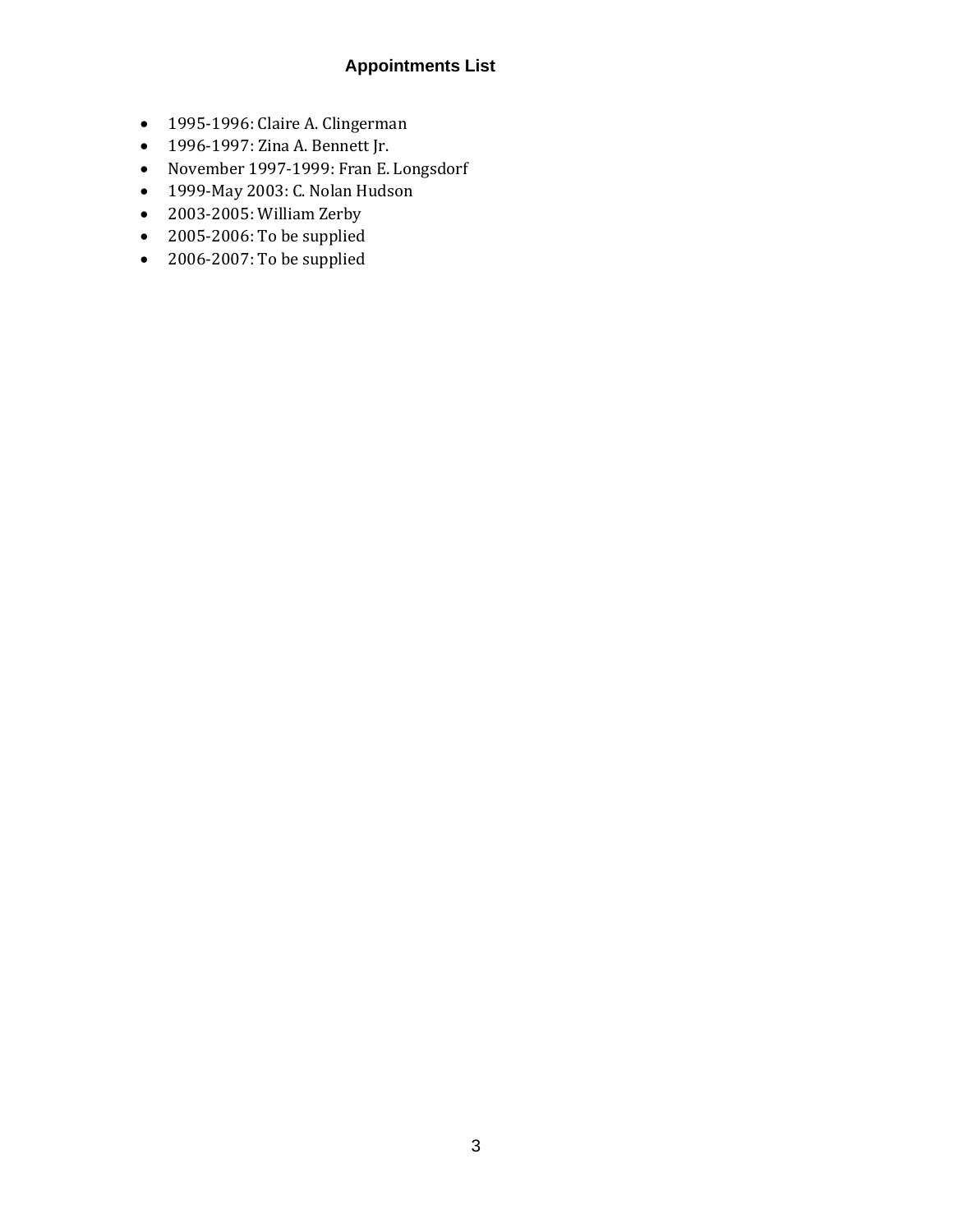# Appointments List

- 1995-1996: Claire A. Clingerman
- 1996-1997: Zina A. Bennett Jr.
- November 1997-1999: Fran E. Longsdorf
- 1999-May 2003: C. Nolan Hudson
- 2003-2005: William Zerby
- 2005-2006: To be supplied
- 2006-2007: To be supplied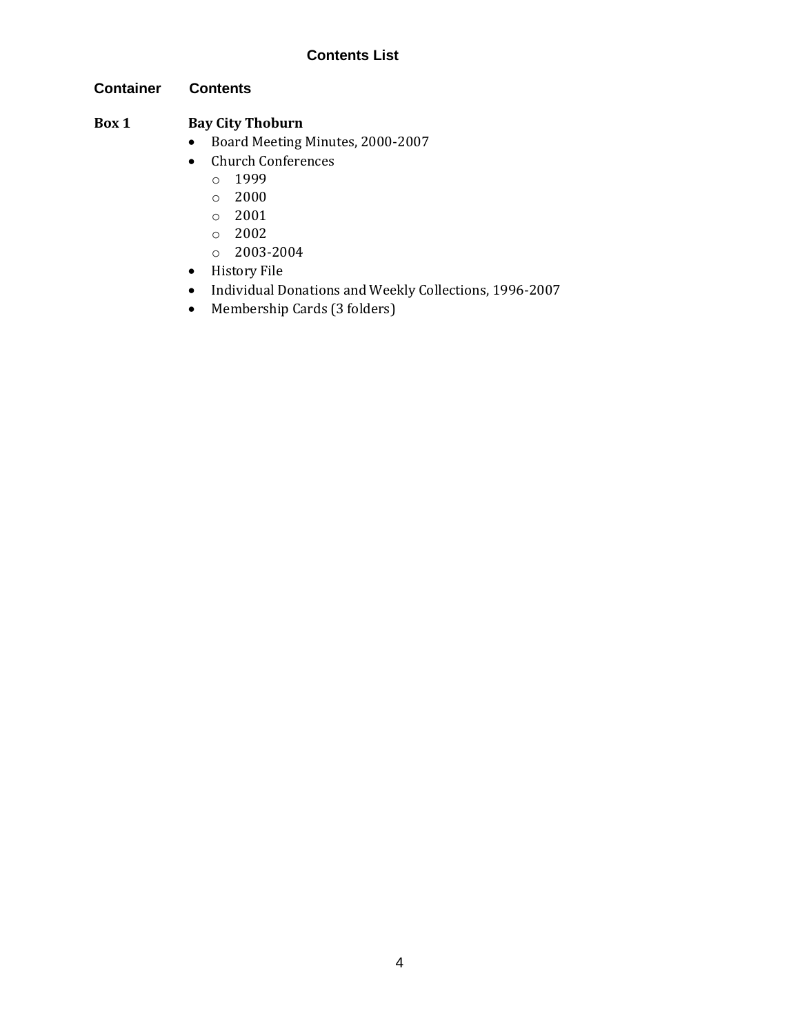## Contents List

| Container | Contents |
|---|---|
| **Box 1** | **Bay City Thoburn** |

- Board Meeting Minutes, 2000-2007
- Church Conferences
    - 1999
    - 2000
    - 2001
    - 2002
    - 2003-2004
- History File
- Individual Donations and Weekly Collections, 1996-2007
- Membership Cards (3 folders)